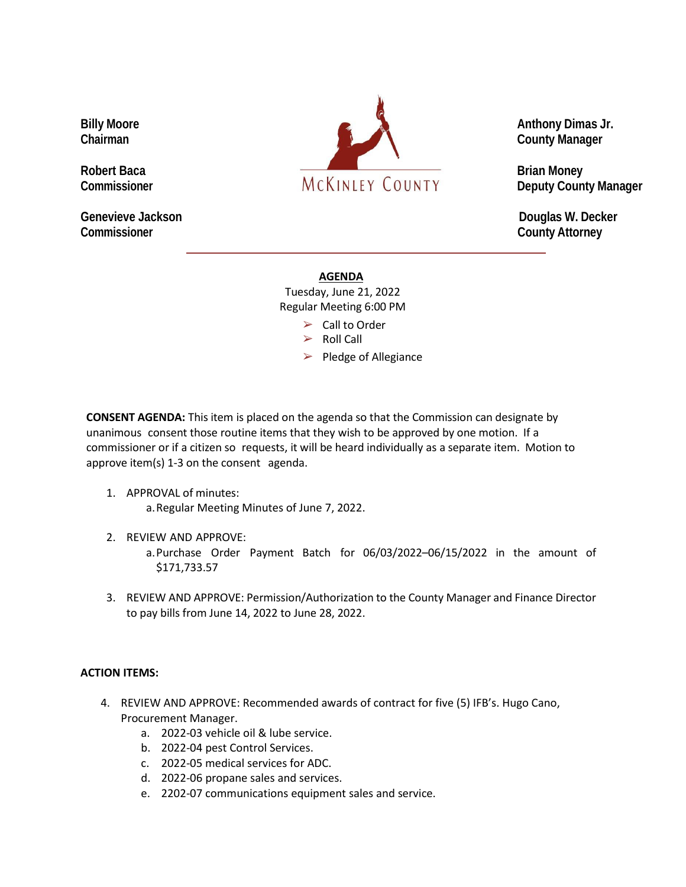**Billy Moore**
**Chairman**

**Robert Baca**
**Commissioner**

**Genevieve Jackson**
**Commissioner**

McKINLEY COUNTY

**Anthony Dimas Jr.**
**County Manager**

**Brian Money**
**Deputy County Manager**

**Douglas W. Decker**
**County Attorney**

---

**AGENDA**

Tuesday, June 21, 2022
Regular Meeting 6:00 PM

- ➢ Call to Order
- ➢ Roll Call
- ➢ Pledge of Allegiance

**CONSENT AGENDA:** This item is placed on the agenda so that the Commission can designate by unanimous consent those routine items that they wish to be approved by one motion. If a commissioner or if a citizen so requests, it will be heard individually as a separate item. Motion to approve item(s) 1-3 on the consent agenda.

1. APPROVAL of minutes:
   a. Regular Meeting Minutes of June 7, 2022.

2. REVIEW AND APPROVE:
   a. Purchase Order Payment Batch for 06/03/2022–06/15/2022 in the amount of $171,733.57

3. REVIEW AND APPROVE: Permission/Authorization to the County Manager and Finance Director to pay bills from June 14, 2022 to June 28, 2022.

**ACTION ITEMS:**

4. REVIEW AND APPROVE: Recommended awards of contract for five (5) IFB's. Hugo Cano, Procurement Manager.
   a. 2022-03 vehicle oil & lube service.
   b. 2022-04 pest Control Services.
   c. 2022-05 medical services for ADC.
   d. 2022-06 propane sales and services.
   e. 2202-07 communications equipment sales and service.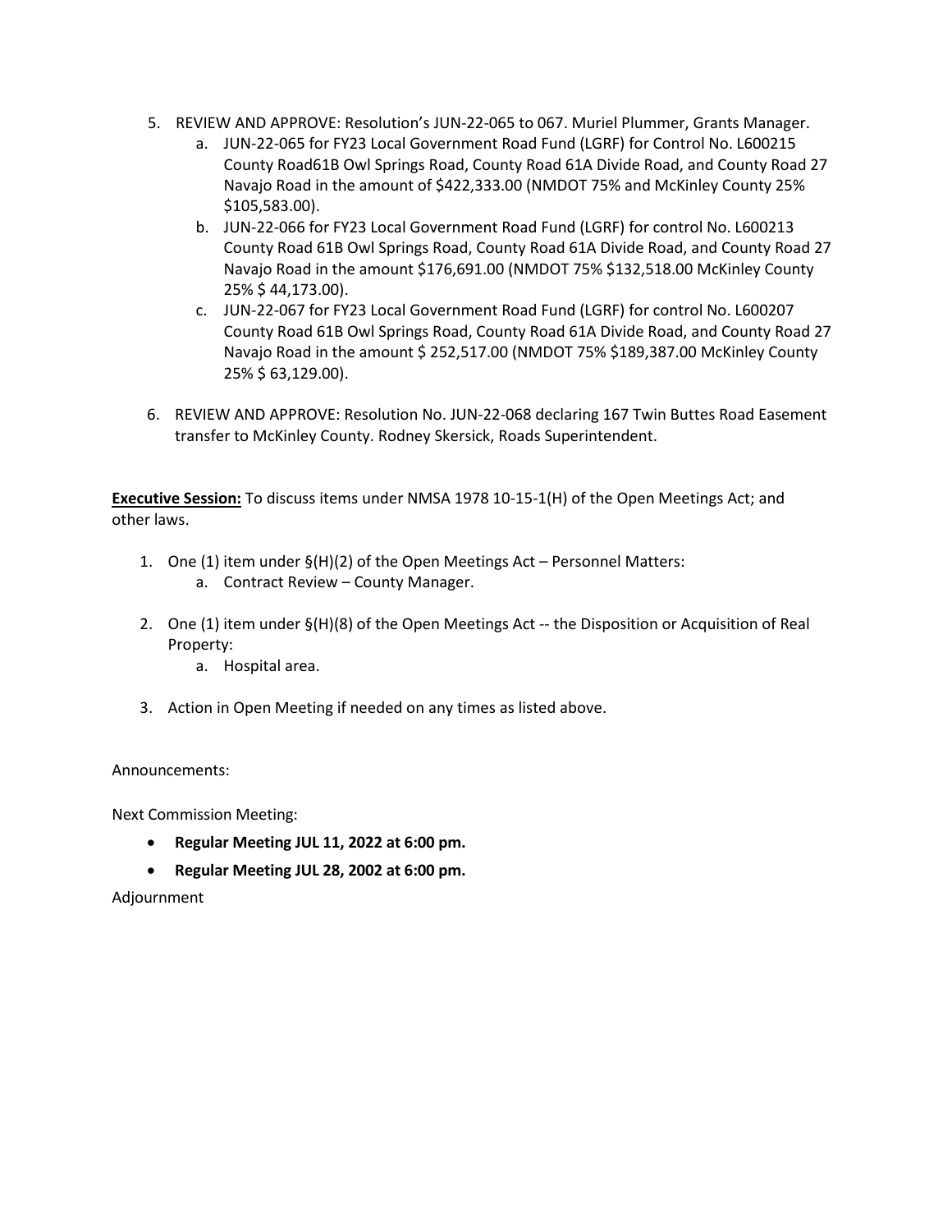5. REVIEW AND APPROVE: Resolution's JUN-22-065 to 067. Muriel Plummer, Grants Manager.
   a. JUN-22-065 for FY23 Local Government Road Fund (LGRF) for Control No. L600215 County Road61B Owl Springs Road, County Road 61A Divide Road, and County Road 27 Navajo Road in the amount of $422,333.00 (NMDOT 75% and McKinley County 25% $105,583.00).
   b. JUN-22-066 for FY23 Local Government Road Fund (LGRF) for control No. L600213 County Road 61B Owl Springs Road, County Road 61A Divide Road, and County Road 27 Navajo Road in the amount $176,691.00 (NMDOT 75% $132,518.00 McKinley County 25% $ 44,173.00).
   c. JUN-22-067 for FY23 Local Government Road Fund (LGRF) for control No. L600207 County Road 61B Owl Springs Road, County Road 61A Divide Road, and County Road 27 Navajo Road in the amount $ 252,517.00 (NMDOT 75% $189,387.00 McKinley County 25% $ 63,129.00).

6. REVIEW AND APPROVE: Resolution No. JUN-22-068 declaring 167 Twin Buttes Road Easement transfer to McKinley County. Rodney Skersick, Roads Superintendent.

**Executive Session:** To discuss items under NMSA 1978 10-15-1(H) of the Open Meetings Act; and other laws.

1. One (1) item under §(H)(2) of the Open Meetings Act – Personnel Matters:
   a. Contract Review – County Manager.

2. One (1) item under §(H)(8) of the Open Meetings Act -- the Disposition or Acquisition of Real Property:
   a. Hospital area.

3. Action in Open Meeting if needed on any times as listed above.

Announcements:

Next Commission Meeting:

- **Regular Meeting JUL 11, 2022 at 6:00 pm.**
- **Regular Meeting JUL 28, 2002 at 6:00 pm.**

Adjournment